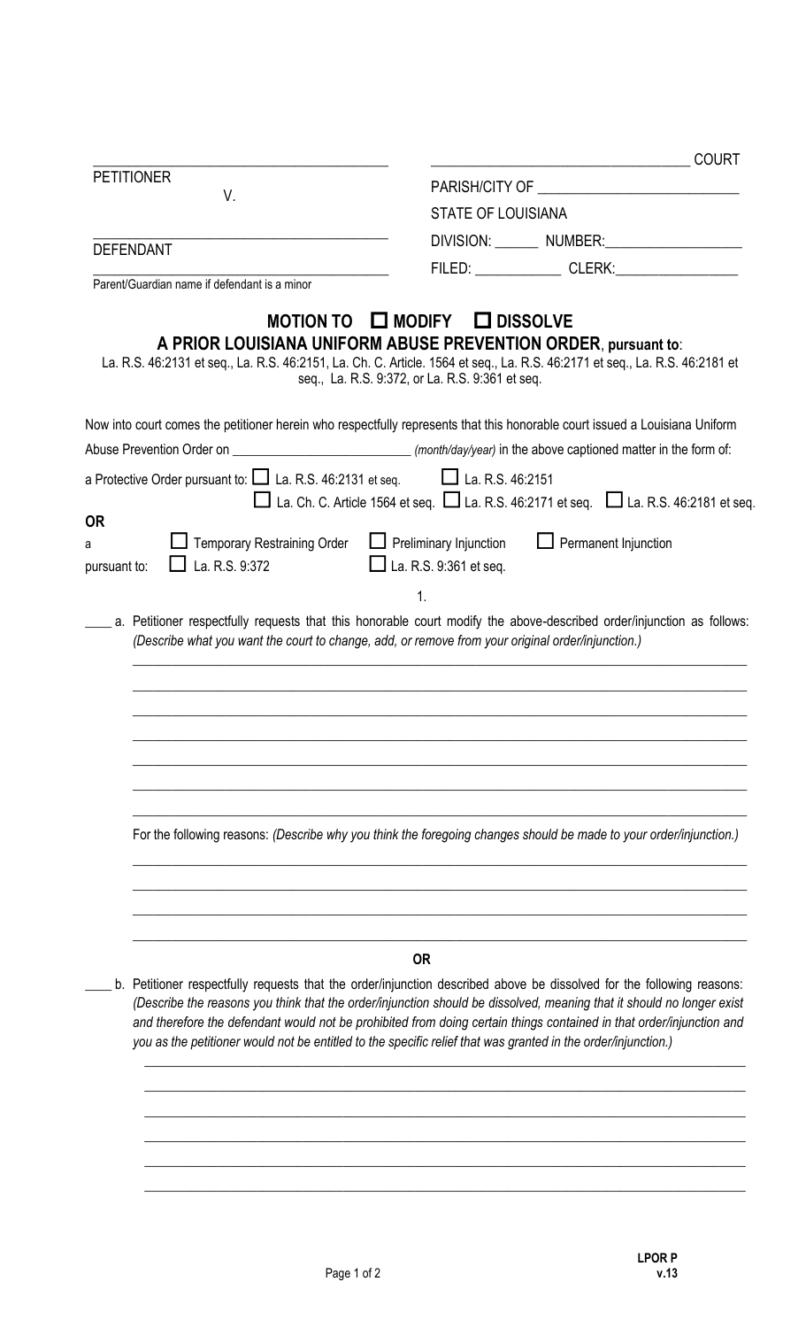_______________________________________ _______________________________ COURT

PETITIONER

V. PARISH/CITY OF ___________________________

STATE OF LOUISIANA

_______________________________________ DIVISION: ______ NUMBER:___________________

DEFENDANT

_______________________________________ FILED: ____________ CLERK:_________________

Parent/Guardian name if defendant is a minor

## MOTION TO ☐ MODIFY ☐ DISSOLVE
## A PRIOR LOUISIANA UNIFORM ABUSE PREVENTION ORDER, pursuant to:

La. R.S. 46:2131 et seq., La. R.S. 46:2151, La. Ch. C. Article. 1564 et seq., La. R.S. 46:2171 et seq., La. R.S. 46:2181 et seq., La. R.S. 9:372, or La. R.S. 9:361 et seq.

Now into court comes the petitioner herein who respectfully represents that this honorable court issued a Louisiana Uniform Abuse Prevention Order on __________________________ *(month/day/year)* in the above captioned matter in the form of:

a Protective Order pursuant to: ☐ La. R.S. 46:2131 et seq. ☐ La. R.S. 46:2151 ☐ La. Ch. C. Article 1564 et seq. ☐ La. R.S. 46:2171 et seq. ☐ La. R.S. 46:2181 et seq.

**OR**

a ☐ Temporary Restraining Order ☐ Preliminary Injunction ☐ Permanent Injunction
pursuant to: ☐ La. R.S. 9:372 ☐ La. R.S. 9:361 et seq.

1.

____ a. Petitioner respectfully requests that this honorable court modify the above-described order/injunction as follows: *(Describe what you want the court to change, add, or remove from your original order/injunction.)*

_______________________________________________________________________________________

_______________________________________________________________________________________

_______________________________________________________________________________________

_______________________________________________________________________________________

_______________________________________________________________________________________

_______________________________________________________________________________________

_______________________________________________________________________________________

For the following reasons: *(Describe why you think the foregoing changes should be made to your order/injunction.)*

_______________________________________________________________________________________

_______________________________________________________________________________________

_______________________________________________________________________________________

_______________________________________________________________________________________

**OR**

____ b. Petitioner respectfully requests that the order/injunction described above be dissolved for the following reasons: *(Describe the reasons you think that the order/injunction should be dissolved, meaning that it should no longer exist and therefore the defendant would not be prohibited from doing certain things contained in that order/injunction and you as the petitioner would not be entitled to the specific relief that was granted in the order/injunction.)*

_______________________________________________________________________________________

_______________________________________________________________________________________

_______________________________________________________________________________________

_______________________________________________________________________________________

_______________________________________________________________________________________

_______________________________________________________________________________________

LPOR P
v.13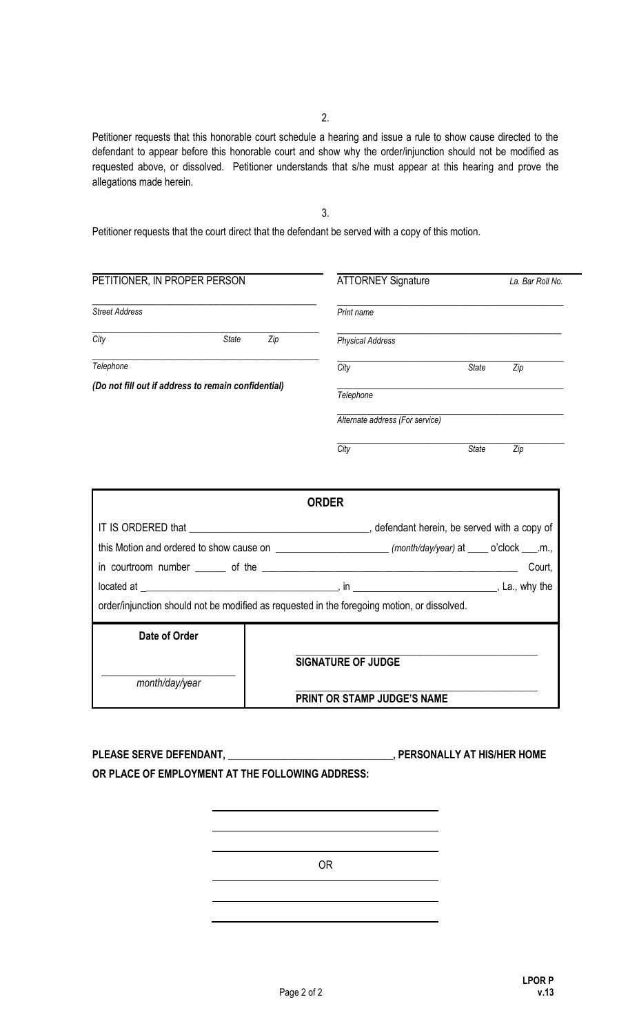2.

Petitioner requests that this honorable court schedule a hearing and issue a rule to show cause directed to the defendant to appear before this honorable court and show why the order/injunction should not be modified as requested above, or dissolved. Petitioner understands that s/he must appear at this hearing and prove the allegations made herein.

3.

Petitioner requests that the court direct that the defendant be served with a copy of this motion.

| | |
|---|---|
| PETITIONER, IN PROPER PERSON | ATTORNEY Signature *La. Bar Roll No.* |
| *Street Address* | *Print name* |
| *City* *State* *Zip* | *Physical Address* |
| *Telephone* | *City* *State* *Zip* |
| ***(Do not fill out if address to remain confidential)*** | *Telephone* |
| | *Alternate address (For service)* |
| | *City* *State* *Zip* |

**ORDER**

IT IS ORDERED that ________________________________, defendant herein, be served with a copy of this Motion and ordered to show cause on ____________________ *(month/day/year)* at ____ o'clock ___.m., in courtroom number ______ of the ______________________________________________ Court, located at ___________________________________, in ___________________________, La., why the order/injunction should not be modified as requested in the foregoing motion, or dissolved.

| | |
|---|---|
| **Date of Order** | |
| _______________ | **SIGNATURE OF JUDGE** |
| *month/day/year* | **PRINT OR STAMP JUDGE'S NAME** |

**PLEASE SERVE DEFENDANT, ______________________________, PERSONALLY AT HIS/HER HOME OR PLACE OF EMPLOYMENT AT THE FOLLOWING ADDRESS:**

______________________________

______________________________

______________________________

OR

______________________________

______________________________

______________________________

**LPOR P v.13**